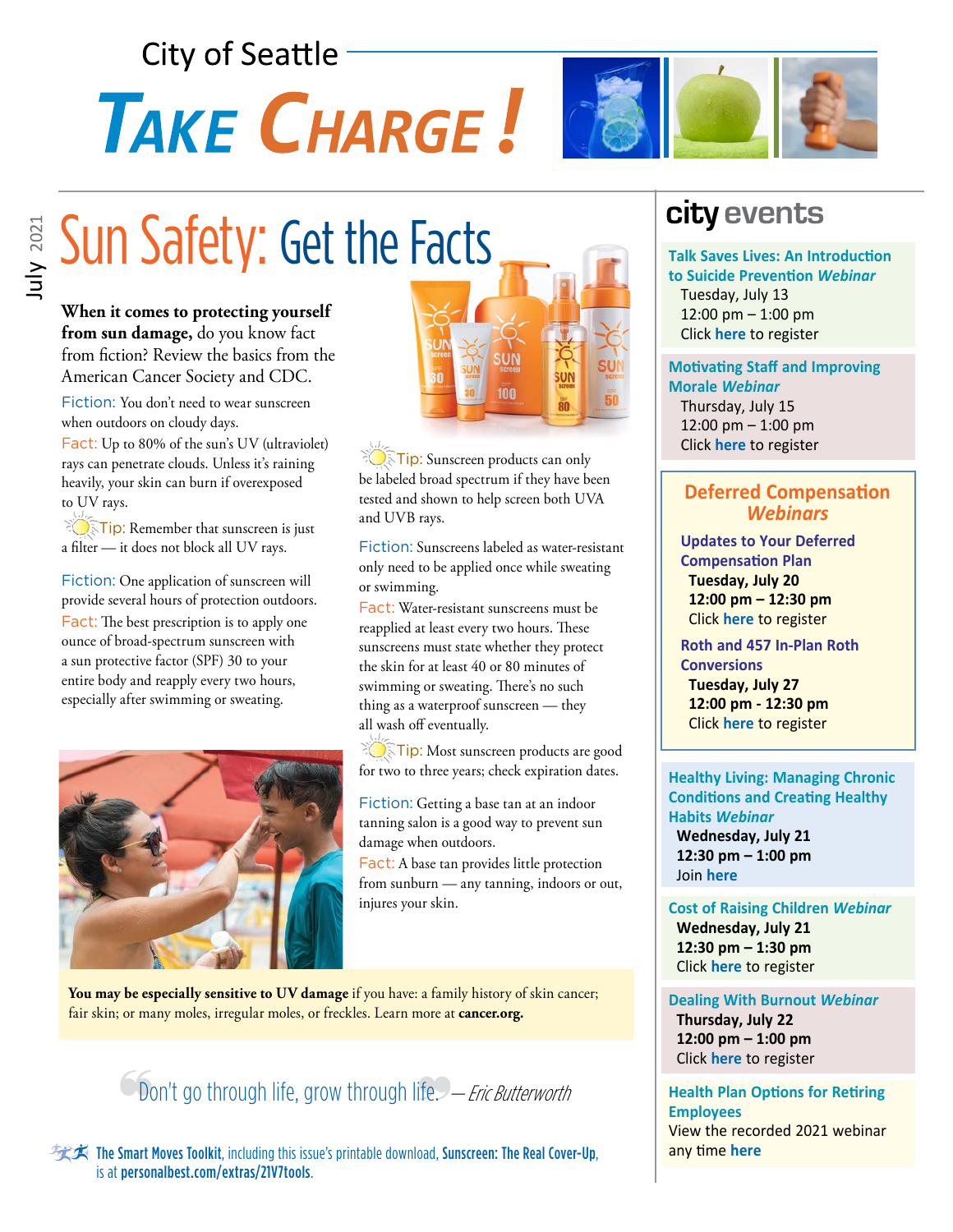City of Seattle

# TAKE CHARGE!

July 2021

## Sun Safety: Get the Facts

**When it comes to protecting yourself from sun damage,** do you know fact from fiction? Review the basics from the American Cancer Society and CDC.

Fiction: You don't need to wear sunscreen when outdoors on cloudy days.
Fact: Up to 80% of the sun's UV (ultraviolet) rays can penetrate clouds. Unless it's raining heavily, your skin can burn if overexposed to UV rays.

Tip: Remember that sunscreen is just a filter — it does not block all UV rays.

Fiction: One application of sunscreen will provide several hours of protection outdoors.
Fact: The best prescription is to apply one ounce of broad-spectrum sunscreen with a sun protective factor (SPF) 30 to your entire body and reapply every two hours, especially after swimming or sweating.

Tip: Sunscreen products can only be labeled broad spectrum if they have been tested and shown to help screen both UVA and UVB rays.

Fiction: Sunscreens labeled as water-resistant only need to be applied once while sweating or swimming.
Fact: Water-resistant sunscreens must be reapplied at least every two hours. These sunscreens must state whether they protect the skin for at least 40 or 80 minutes of swimming or sweating. There's no such thing as a waterproof sunscreen — they all wash off eventually.

Tip: Most sunscreen products are good for two to three years; check expiration dates.

Fiction: Getting a base tan at an indoor tanning salon is a good way to prevent sun damage when outdoors.
Fact: A base tan provides little protection from sunburn — any tanning, indoors or out, injures your skin.

**You may be especially sensitive to UV damage** if you have: a family history of skin cancer; fair skin; or many moles, irregular moles, or freckles. Learn more at **cancer.org.**

"Don't go through life, grow through life." — *Eric Butterworth*

**The Smart Moves Toolkit**, including this issue's printable download, **Sunscreen: The Real Cover-Up**, is at **personalbest.com/extras/21V7tools**.

## city events

**Talk Saves Lives: An Introduction to Suicide Prevention *Webinar***
Tuesday, July 13
12:00 pm – 1:00 pm
Click here to register

**Motivating Staff and Improving Morale *Webinar***
Thursday, July 15
12:00 pm – 1:00 pm
Click here to register

### Deferred Compensation *Webinars*

**Updates to Your Deferred Compensation Plan**
**Tuesday, July 20**
**12:00 pm – 12:30 pm**
Click here to register

**Roth and 457 In-Plan Roth Conversions**
**Tuesday, July 27**
**12:00 pm - 12:30 pm**
Click here to register

**Healthy Living: Managing Chronic Conditions and Creating Healthy Habits *Webinar***
**Wednesday, July 21**
**12:30 pm – 1:00 pm**
Join here

**Cost of Raising Children *Webinar***
**Wednesday, July 21**
**12:30 pm – 1:30 pm**
Click here to register

**Dealing With Burnout *Webinar***
**Thursday, July 22**
**12:00 pm – 1:00 pm**
Click here to register

**Health Plan Options for Retiring Employees**
View the recorded 2021 webinar any time here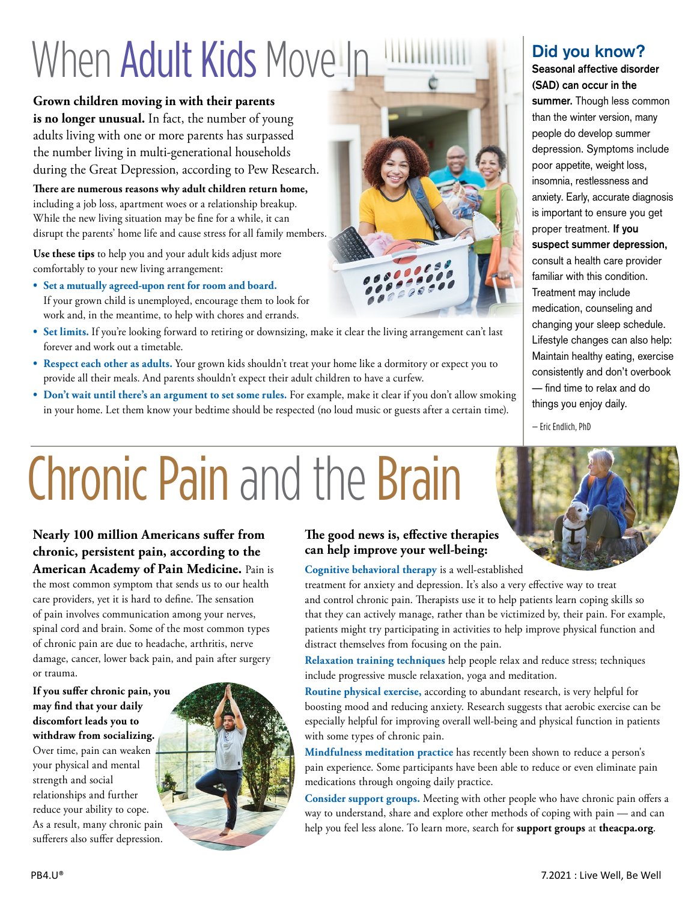# When Adult Kids Move In

**Grown children moving in with their parents is no longer unusual.** In fact, the number of young adults living with one or more parents has surpassed the number living in multi-generational households during the Great Depression, according to Pew Research.

**There are numerous reasons why adult children return home,** including a job loss, apartment woes or a relationship breakup. While the new living situation may be fine for a while, it can disrupt the parents' home life and cause stress for all family members.

**Use these tips** to help you and your adult kids adjust more comfortably to your new living arrangement:

- **Set a mutually agreed-upon rent for room and board.** If your grown child is unemployed, encourage them to look for work and, in the meantime, to help with chores and errands.
- **Set limits.** If you're looking forward to retiring or downsizing, make it clear the living arrangement can't last forever and work out a timetable.
- **Respect each other as adults.** Your grown kids shouldn't treat your home like a dormitory or expect you to provide all their meals. And parents shouldn't expect their adult children to have a curfew.
- **Don't wait until there's an argument to set some rules.** For example, make it clear if you don't allow smoking in your home. Let them know your bedtime should be respected (no loud music or guests after a certain time).

## Did you know?

**Seasonal affective disorder (SAD) can occur in the summer.** Though less common than the winter version, many people do develop summer depression. Symptoms include poor appetite, weight loss, insomnia, restlessness and anxiety. Early, accurate diagnosis is important to ensure you get proper treatment. **If you suspect summer depression,** consult a health care provider familiar with this condition. Treatment may include medication, counseling and changing your sleep schedule. Lifestyle changes can also help: Maintain healthy eating, exercise consistently and don't overbook — find time to relax and do things you enjoy daily.

— Eric Endlich, PhD

# Chronic Pain and the Brain

**Nearly 100 million Americans suffer from chronic, persistent pain, according to the American Academy of Pain Medicine.** Pain is the most common symptom that sends us to our health care providers, yet it is hard to define. The sensation of pain involves communication among your nerves, spinal cord and brain. Some of the most common types of chronic pain are due to headache, arthritis, nerve damage, cancer, lower back pain, and pain after surgery or trauma.

**If you suffer chronic pain, you may find that your daily discomfort leads you to withdraw from socializing.** Over time, pain can weaken your physical and mental strength and social relationships and further reduce your ability to cope. As a result, many chronic pain sufferers also suffer depression.

**The good news is, effective therapies can help improve your well-being:**

**Cognitive behavioral therapy** is a well-established treatment for anxiety and depression. It's also a very effective way to treat and control chronic pain. Therapists use it to help patients learn coping skills so that they can actively manage, rather than be victimized by, their pain. For example, patients might try participating in activities to help improve physical function and distract themselves from focusing on the pain.

**Relaxation training techniques** help people relax and reduce stress; techniques include progressive muscle relaxation, yoga and meditation.

**Routine physical exercise,** according to abundant research, is very helpful for boosting mood and reducing anxiety. Research suggests that aerobic exercise can be especially helpful for improving overall well-being and physical function in patients with some types of chronic pain.

**Mindfulness meditation practice** has recently been shown to reduce a person's pain experience. Some participants have been able to reduce or even eliminate pain medications through ongoing daily practice.

**Consider support groups.** Meeting with other people who have chronic pain offers a way to understand, share and explore other methods of coping with pain — and can help you feel less alone. To learn more, search for **support groups** at **theacpa.org**.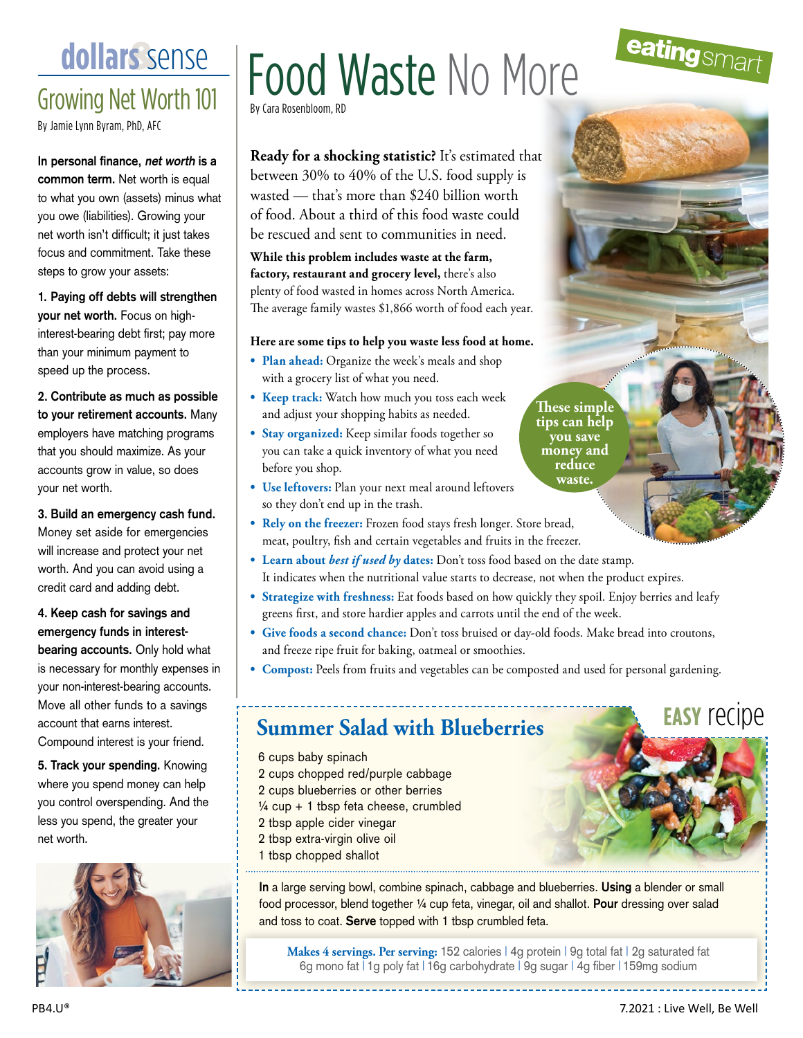# dollars&sense

## Growing Net Worth 101

By Jamie Lynn Byram, PhD, AFC

**In personal finance, *net worth* is a common term.** Net worth is equal to what you own (assets) minus what you owe (liabilities). Growing your net worth isn't difficult; it just takes focus and commitment. Take these steps to grow your assets:

**1. Paying off debts will strengthen your net worth.** Focus on high-interest-bearing debt first; pay more than your minimum payment to speed up the process.

**2. Contribute as much as possible to your retirement accounts.** Many employers have matching programs that you should maximize. As your accounts grow in value, so does your net worth.

**3. Build an emergency cash fund.** Money set aside for emergencies will increase and protect your net worth. And you can avoid using a credit card and adding debt.

**4. Keep cash for savings and emergency funds in interest-bearing accounts.** Only hold what is necessary for monthly expenses in your non-interest-bearing accounts. Move all other funds to a savings account that earns interest. Compound interest is your friend.

**5. Track your spending.** Knowing where you spend money can help you control overspending. And the less you spend, the greater your net worth.

# eating smart

## Food Waste No More

By Cara Rosenbloom, RD

**Ready for a shocking statistic?** It's estimated that between 30% to 40% of the U.S. food supply is wasted — that's more than $240 billion worth of food. About a third of this food waste could be rescued and sent to communities in need.

**While this problem includes waste at the farm, factory, restaurant and grocery level,** there's also plenty of food wasted in homes across North America. The average family wastes $1,866 worth of food each year.

**Here are some tips to help you waste less food at home.**

- **Plan ahead:** Organize the week's meals and shop with a grocery list of what you need.
- **Keep track:** Watch how much you toss each week and adjust your shopping habits as needed.
- **Stay organized:** Keep similar foods together so you can take a quick inventory of what you need before you shop.
- **Use leftovers:** Plan your next meal around leftovers so they don't end up in the trash.
- **Rely on the freezer:** Frozen food stays fresh longer. Store bread, meat, poultry, fish and certain vegetables and fruits in the freezer.
- **Learn about *best if used by* dates:** Don't toss food based on the date stamp. It indicates when the nutritional value starts to decrease, not when the product expires.
- **Strategize with freshness:** Eat foods based on how quickly they spoil. Enjoy berries and leafy greens first, and store hardier apples and carrots until the end of the week.
- **Give foods a second chance:** Don't toss bruised or day-old foods. Make bread into croutons, and freeze ripe fruit for baking, oatmeal or smoothies.
- **Compost:** Peels from fruits and vegetables can be composted and used for personal gardening.

**These simple tips can help you save money and reduce waste.**

## EASY recipe

### Summer Salad with Blueberries

- 6 cups baby spinach
- 2 cups chopped red/purple cabbage
- 2 cups blueberries or other berries
- ¼ cup + 1 tbsp feta cheese, crumbled
- 2 tbsp apple cider vinegar
- 2 tbsp extra-virgin olive oil
- 1 tbsp chopped shallot

**In** a large serving bowl, combine spinach, cabbage and blueberries. **Using** a blender or small food processor, blend together ¼ cup feta, vinegar, oil and shallot. **Pour** dressing over salad and toss to coat. **Serve** topped with 1 tbsp crumbled feta.

**Makes 4 servings. Per serving:** 152 calories | 4g protein | 9g total fat | 2g saturated fat | 6g mono fat | 1g poly fat | 16g carbohydrate | 9g sugar | 4g fiber | 159mg sodium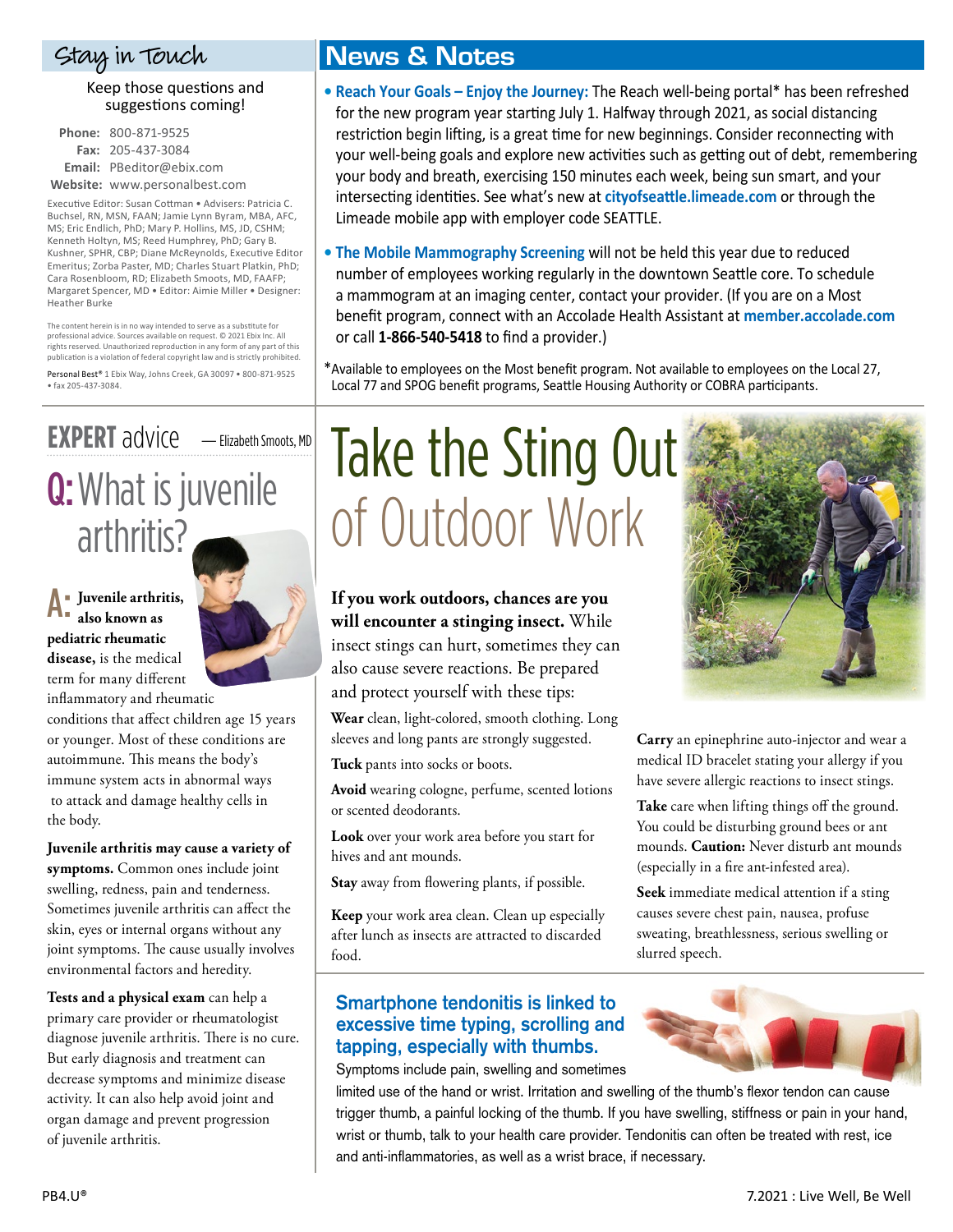## Stay in Touch

Keep those questions and suggestions coming!

**Phone:** 800-871-9525
**Fax:** 205-437-3084
**Email:** PBeditor@ebix.com
**Website:** www.personalbest.com

Executive Editor: Susan Cottman • Advisers: Patricia C. Buchsel, RN, MSN, FAAN; Jamie Lynn Byram, MBA, AFC, MS; Eric Endlich, PhD; Mary P. Hollins, MS, JD, CSHM; Kenneth Holtyn, MS; Reed Humphrey, PhD; Gary B. Kushner, SPHR, CBP; Diane McReynolds, Executive Editor Emeritus; Zorba Paster, MD; Charles Stuart Platkin, PhD; Cara Rosenbloom, RD; Elizabeth Smoots, MD, FAAFP; Margaret Spencer, MD • Editor: Aimie Miller • Designer: Heather Burke

The content herein is in no way intended to serve as a substitute for professional advice. Sources available on request. © 2021 Ebix Inc. All rights reserved. Unauthorized reproduction in any form of any part of this publication is a violation of federal copyright law and is strictly prohibited.

Personal Best® 1 Ebix Way, Johns Creek, GA 30097 • 800-871-9525 • fax 205-437-3084.

## News & Notes

- **Reach Your Goals – Enjoy the Journey:** The Reach well-being portal* has been refreshed for the new program year starting July 1. Halfway through 2021, as social distancing restriction begin lifting, is a great time for new beginnings. Consider reconnecting with your well-being goals and explore new activities such as getting out of debt, remembering your body and breath, exercising 150 minutes each week, being sun smart, and your intersecting identities. See what's new at **cityofseattle.limeade.com** or through the Limeade mobile app with employer code SEATTLE.
- **The Mobile Mammography Screening** will not be held this year due to reduced number of employees working regularly in the downtown Seattle core. To schedule a mammogram at an imaging center, contact your provider. (If you are on a Most benefit program, connect with an Accolade Health Assistant at **member.accolade.com** or call **1-866-540-5418** to find a provider.)

*Available to employees on the Most benefit program. Not available to employees on the Local 27, Local 77 and SPOG benefit programs, Seattle Housing Authority or COBRA participants.

## EXPERT advice — Elizabeth Smoots, MD

### Q: What is juvenile arthritis?

**A: Juvenile arthritis, also known as pediatric rheumatic disease,** is the medical term for many different inflammatory and rheumatic conditions that affect children age 15 years or younger. Most of these conditions are autoimmune. This means the body's immune system acts in abnormal ways to attack and damage healthy cells in the body.

**Juvenile arthritis may cause a variety of symptoms.** Common ones include joint swelling, redness, pain and tenderness. Sometimes juvenile arthritis can affect the skin, eyes or internal organs without any joint symptoms. The cause usually involves environmental factors and heredity.

**Tests and a physical exam** can help a primary care provider or rheumatologist diagnose juvenile arthritis. There is no cure. But early diagnosis and treatment can decrease symptoms and minimize disease activity. It can also help avoid joint and organ damage and prevent progression of juvenile arthritis.

# Take the Sting Out of Outdoor Work

**If you work outdoors, chances are you will encounter a stinging insect.** While insect stings can hurt, sometimes they can also cause severe reactions. Be prepared and protect yourself with these tips:

**Wear** clean, light-colored, smooth clothing. Long sleeves and long pants are strongly suggested.

**Tuck** pants into socks or boots.

**Avoid** wearing cologne, perfume, scented lotions or scented deodorants.

**Look** over your work area before you start for hives and ant mounds.

**Stay** away from flowering plants, if possible.

**Keep** your work area clean. Clean up especially after lunch as insects are attracted to discarded food.

**Carry** an epinephrine auto-injector and wear a medical ID bracelet stating your allergy if you have severe allergic reactions to insect stings.

**Take** care when lifting things off the ground. You could be disturbing ground bees or ant mounds. **Caution:** Never disturb ant mounds (especially in a fire ant-infested area).

**Seek** immediate medical attention if a sting causes severe chest pain, nausea, profuse sweating, breathlessness, serious swelling or slurred speech.

### Smartphone tendonitis is linked to excessive time typing, scrolling and tapping, especially with thumbs.

Symptoms include pain, swelling and sometimes limited use of the hand or wrist. Irritation and swelling of the thumb's flexor tendon can cause trigger thumb, a painful locking of the thumb. If you have swelling, stiffness or pain in your hand, wrist or thumb, talk to your health care provider. Tendonitis can often be treated with rest, ice and anti-inflammatories, as well as a wrist brace, if necessary.